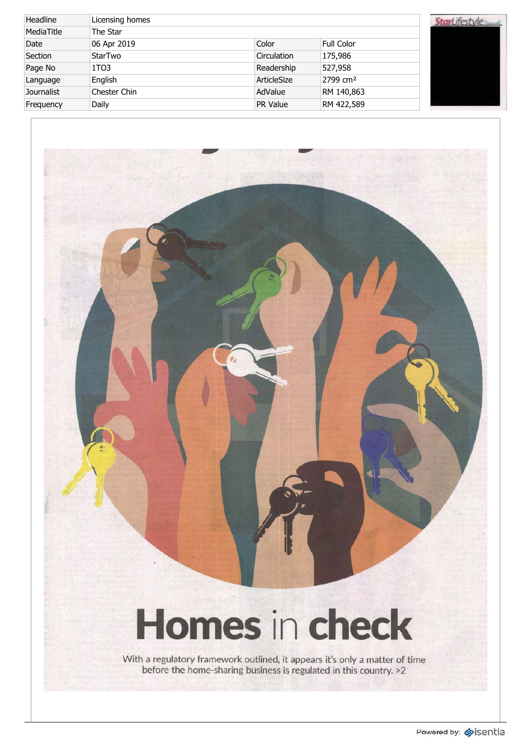| Headline | Licensing homes | | |
|---|---|---|---|
| MediaTitle | The Star | | |
| Date | 06 Apr 2019 | Color | Full Color |
| Section | StarTwo | Circulation | 175,986 |
| Page No | 1TO3 | Readership | 527,958 |
| Language | English | ArticleSize | 2799 cm² |
| Journalist | Chester Chin | AdValue | RM 140,863 |
| Frequency | Daily | PR Value | RM 422,589 |

# Homes in check

With a regulatory framework outlined, it appears it's only a matter of time before the home-sharing business is regulated in this country. >2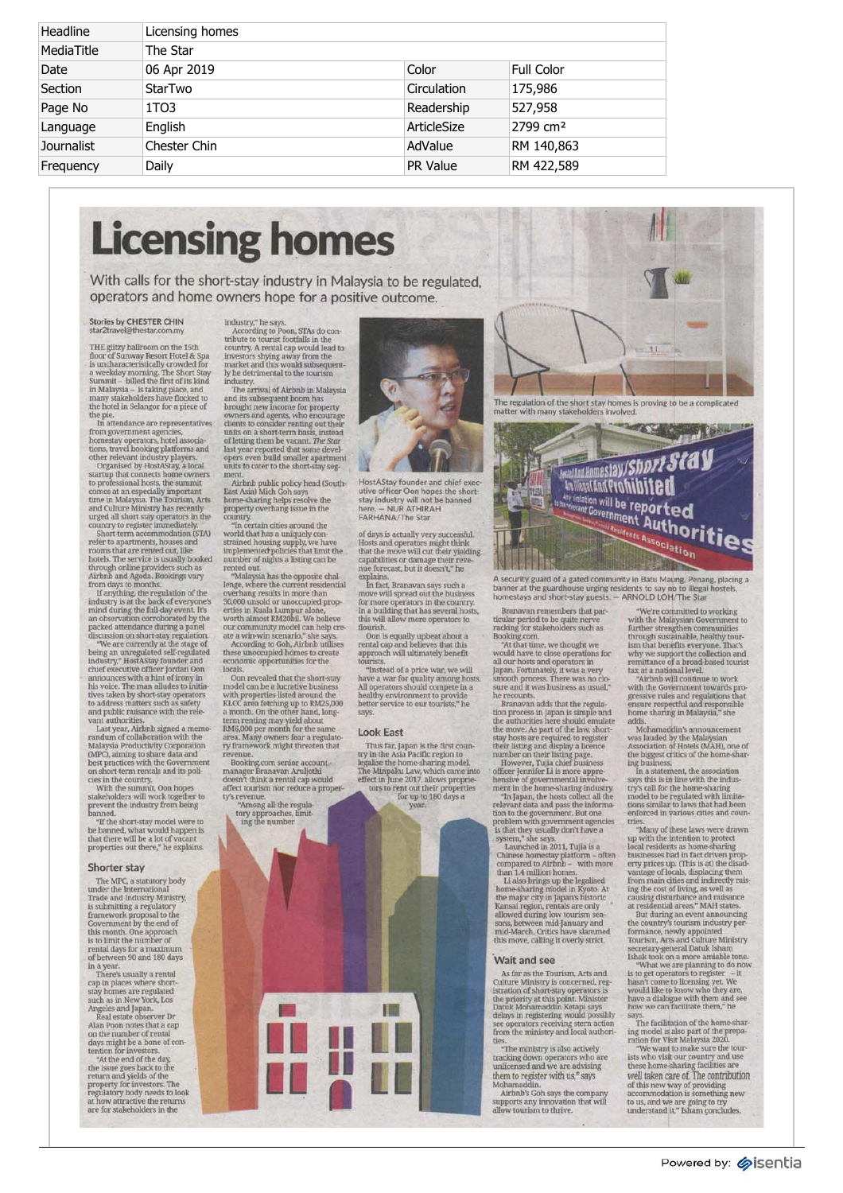| Headline | Licensing homes | | |
|---|---|---|---|
| MediaTitle | The Star | | |
| Date | 06 Apr 2019 | Color | Full Color |
| Section | StarTwo | Circulation | 175,986 |
| Page No | 1TO3 | Readership | 527,958 |
| Language | English | ArticleSize | 2799 cm² |
| Journalist | Chester Chin | AdValue | RM 140,863 |
| Frequency | Daily | PR Value | RM 422,589 |

# Licensing homes

With calls for the short-stay industry in Malaysia to be regulated, operators and home owners hope for a positive outcome.

**Stories by CHESTER CHIN**
star2travel@thestar.com.my

THE glitzy ballroom on the 15th floor of Sunway Resort Hotel & Spa is uncharacteristically crowded for a weekday morning. The Short Stay Summit – billed the first of its kind in Malaysia – is taking place, and many stakeholders have flocked to the hotel in Selangor for a piece of the pie.

In attendance are representatives from government agencies, homestay operators, hotel associations, travel booking platforms and other relevant industry players.

Organised by HostAStay, a local startup that connects home owners to professional hosts, the summit comes at an especially important time in Malaysia. The Tourism, Arts and Culture Ministry has recently urged all short stay operators in the country to register immediately.

Short term accommodation (STA) refer to apartments, houses and rooms that are rented out, like hotels. The service is usually booked through online providers such as Airbnb and Agoda. Bookings vary from days to months.

If anything, the regulation of the industry is at the back of everyone's mind during the full-day event. It's an observation corroborated by the packed attendance during a panel discussion on short-stay regulation.

"We are currently at the stage of being an unregulated self-regulated industry," HostAStay founder and chief executive officer Jordan Oon announces with a hint of irony in his voice. The man alludes to initiatives taken by short-stay operators to address matters such as safety and public nuisance with the relevant authorities.

Last year, Airbnb signed a memorandum of collaboration with the Malaysia Productivity Corporation (MPC), aiming to share data and best practices with the Government on short-term rentals and its policies in the country.

With the summit, Oon hopes stakeholders will work together to prevent the industry from being banned.

"If the short-stay model were to be banned, what would happen is that there will be a lot of vacant properties out there," he explains.

## Shorter stay

The MPC, a statutory body under the International Trade and Industry Ministry, is submitting a regulatory framework proposal to the Government by the end of this month. One approach is to limit the number of rental days for a maximum of between 90 and 180 days in a year.

There's usually a rental cap in places where short-stay homes are regulated such as in New York, Los Angeles and Japan.

Real estate observer Dr Alan Poon notes that a cap on the number of rental days might be a bone of contention for investors.

"At the end of the day, the issue goes back to the return and yields of the property for investors. The regulatory body needs to look at how attractive the returns are for stakeholders in the industry," he says.

According to Poon, STAs do contribute to tourist footfalls in the country. A rental cap would lead to investors shying away from the market and this would subsequently be detrimental to the tourism industry.

The arrival of Airbnb in Malaysia and its subsequent boom has brought new income for property owners and agents, who encourage clients to consider renting out their units on a short-term basis, instead of letting them be vacant. *The Star* last year reported that some developers even build smaller apartment units to cater to the short-stay segment.

Airbnb public policy head (South-East Asia) Mich Goh says home-sharing helps resolve the property overhang issue in the country.

"In certain cities around the world that has a uniquely constrained housing supply, we have implemented policies that limit the number of nights a listing can be rented out.

"Malaysia has the opposite challenge, where the current residential overhang results in more than 30,000 unsold or unoccupied properties in Kuala Lumpur alone, worth almost RM20bil. We believe our community model can help create a win-win scenario," she says.

According to Goh, Airbnb utilises these unoccupied homes to create economic opportunities for the locals.

Oon revealed that the short-stay model can be a lucrative business with properties listed around the KLCC area fetching up to RM25,000 a month. On the other hand, long-term renting may yield about RM6,000 per month for the same area. Many owners fear a regulatory framework might threaten that revenue.

Booking.com senior account manager Branavan Aruljothi doesn't think a rental cap would affect tourism nor reduce a property's revenue.

"Among all the regulatory approaches, limiting the number of days is actually very successful. Hosts and operators might think that the move will cut their yielding capabilities or damage their revenue forecast, but it doesn't," he explains.

In fact, Branavan says such a move will spread out the business for more operators in the country. In a building that has several hosts, this will allow more operators to flourish.

Oon is equally upbeat about a rental cap and believes that this approach will ultimately benefit tourists.

"Instead of a price war, we will have a war for quality among hosts. All operators should compete in a healthy environment to provide better service to our tourists," he says.

HostAStay founder and chief executive officer Oon hopes the short-stay industry will not be banned here. – NUR ATHIRAH FARHANA/The Star

## Look East

Thus far, Japan is the first country in the Asia Pacific region to legalise the home-sharing model. The Minpaku Law, which came into effect in June 2017, allows proprietors to rent out their properties for up to 180 days a year.

Branavan remembers that particular period to be quite nerve racking for stakeholders such as Booking.com.

"At that time, we thought we would have to close operations for all our hosts and operators in Japan. Fortunately, it was a very smooth process. There was no closure and it was business as usual," he recounts.

Branavan adds that the regulation process in Japan is simple and the authorities here should emulate the move. As part of the law, short-stay hosts are required to register their listing and display a licence number on their listing page.

However, Tujia chief business officer Jennifer Li is more apprehensive of governmental involvement in the home-sharing industry.

"In Japan, the hosts collect all the relevant data and pass the information to the government. But one problem with government agencies is that they usually don't have a system," she says.

Launched in 2011, Tujia is a Chinese homestay platform – often compared to Airbnb – with more than 1.4 million homes.

Li also brings up the legalised home-sharing model in Kyoto. At the major city in Japan's historic Kansai region, rentals are only allowed during low tourism seasons, between mid-January and mid-March. Critics have slammed this move, calling it overly strict.

## Wait and see

As far as the Tourism, Arts and Culture Ministry is concerned, registration of short-stay operators is the priority at this point. Minister Datuk Mohamaddin Ketapi says delays in registering would possibly see operators receiving stern action from the ministry and local authorities.

"The ministry is also actively tracking down operators who are unlicensed and we are advising them to register with us," says Mohamaddin.

Airbnb's Goh says the company supports any innovation that will allow tourism to thrive.

"We're committed to working with the Malaysian Government to further strengthen communities through sustainable, healthy tourism that benefits everyone. That's why we support the collection and remittance of a broad-based tourist tax at a national level.

"Airbnb will continue to work with the Government towards progressive rules and regulations that ensure respectful and responsible home sharing in Malaysia," she adds.

Mohamaddin's announcement was lauded by the Malaysian Association of Hotels (MAH), one of the biggest critics of the home-sharing business.

In a statement, the association says this is in line with the industry's call for the home-sharing model to be regulated with limitations similar to laws that had been enforced in various cities and countries.

"Many of these laws were drawn up with the intention to protect local residents as home-sharing businesses had in fact driven property prices up. (This is at) the disadvantage of locals, displacing them from main cities and indirectly raising the cost of living, as well as causing disturbance and nuisance at residential areas," MAH states.

But during an event announcing the country's tourism industry performance, newly appointed Tourism, Arts and Culture Ministry secretary-general Datuk Isham Ishak took on a more amiable tone.

"What we are planning to do now is to get operators to register – it hasn't come to licensing yet. We would like to know who they are, have a dialogue with them and see how we can facilitate them," he says.

The facilitation of the home-sharing model is also part of the preparation for Visit Malaysia 2020.

"We want to make sure the tourists who visit our country and use these home-sharing facilities are well taken care of. The contribution of this new way of providing accommodation is something new to us, and we are going to try understand it," Isham concludes.

The regulation of the short stay homes is proving to be a complicated matter with many stakeholders involved.

Hostel And Homestay/Short Stay Are Illegal And Prohibited. Any violation will be reported to the relevant Government Authorities. Residents Association

A security guard of a gated community in Batu Maung, Penang, placing a banner at the guardhouse urging residents to say no to illegal hostels, homestays and short-stay guests. – ARNOLD LOH/The Star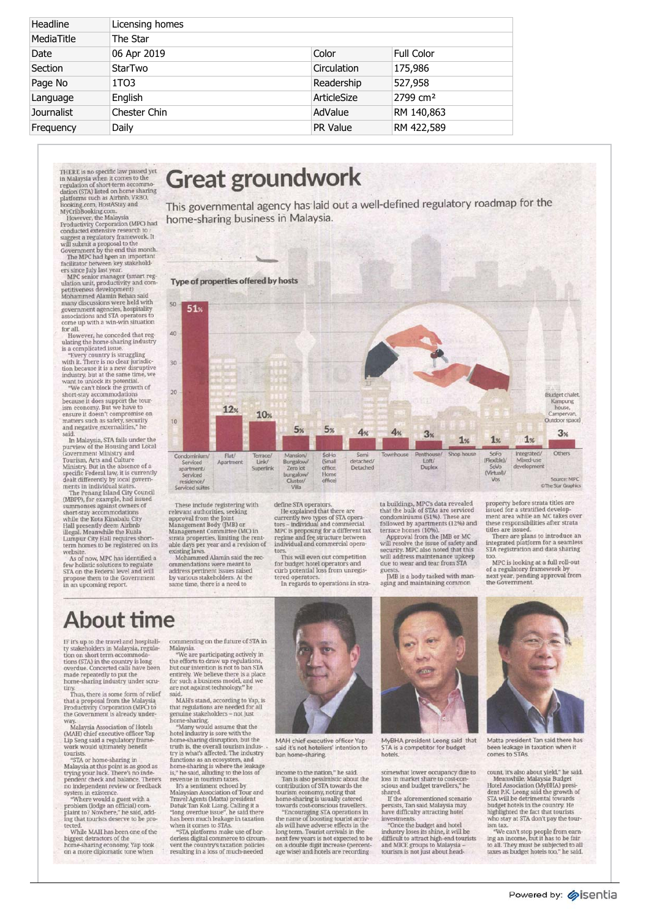| Headline | Licensing homes | | |
|---|---|---|---|
| MediaTitle | The Star | | |
| Date | 06 Apr 2019 | Color | Full Color |
| Section | StarTwo | Circulation | 175,986 |
| Page No | 1TO3 | Readership | 527,958 |
| Language | English | ArticleSize | 2799 cm² |
| Journalist | Chester Chin | AdValue | RM 140,863 |
| Frequency | Daily | PR Value | RM 422,589 |

# Great groundwork

This governmental agency has laid out a well-defined regulatory roadmap for the home-sharing business in Malaysia.

THERE is no specific law passed yet in Malaysia when it comes to the regulation of short-term accommodation (STA) listed on home sharing platforms such as Airbnb, VRBO, Booking.com, HostAStay and MyCribBooking.com.

However, the Malaysia Productivity Corporation (MPC) had conducted extensive research to suggest a regulatory framework. It will submit a proposal to the Government by the end this month.

The MPC had been an important facilitator between key stakeholders since July last year.

MPC senior manager (smart regulation unit, productivity and competitiveness development) Mohammed Alamin Rehan said many discussions were held with government agencies, hospitality associations and STA operators to come up with a win-win situation for all.

However, he conceded that regulating the home-sharing industry is a complicated issue.

"Every country is struggling with it. There is no clear jurisdiction because it is a new disruptive industry, but at the same time, we want to unlock its potential.

"We can't block the growth of short-stay accommodations because it does support the tourism economy. But we have to ensure it doesn't compromise on matters such as safety, security and negative externalities," he said.

In Malaysia, STA falls under the purview of the Housing and Local Government Ministry and Tourism, Arts and Culture Ministry. But in the absence of a specific Federal law, it is currently dealt differently by local governments in individual states.

The Penang Island City Council (MBPP), for example, had issued summonses against owners of short-stay accommodations while the Kota Kinabalu City Hall presently deem Airbnb illegal. Meanwhile the Kuala Lumpur City Hall requires short-term homes to be registered on its website.

As of now, MPC has identified a few holistic solutions to regulate STA on the Federal level and will propose them to the Government in an upcoming report.

These include registering with relevant authorities, seeking approval from the Joint Management Body (JMB) or Management Committee (MC) in strata properties, limiting the rentable days per year and a revision of existing laws.

Mohammed Alamin said the recommendations were meant to address pertinent issues raised by various stakeholders. At the same time, there is a need to define STA operators.

He explained that there are currently two types of STA operators – individual and commercial. MPC is proposing for a different tax regime and fee structure between individual and commercial operators.

This will even out competition for budget hotel operators and curb potential loss from unregistered operators.

In regards to operations in strata buildings, MPC's data revealed that the bulk of STAs are serviced condominiums (51%). These are followed by apartments (12%) and terrace homes (10%).

Approval from the JMB or MC will resolve the issue of safety and security. MPC also noted that this will address maintenance upkeep due to wear and tear from STA guests.

JMB is a body tasked with managing and maintaining common property before strata titles are issued for a stratified development area while an MC takes over these responsibilities after strata titles are issued.

There are plans to introduce an integrated platform for a seamless STA registration and data sharing too.

MPC is looking at a full roll-out of a regulatory framework by next year, pending approval from the Government.

Type of properties offered by hosts

50
40
30
20
10

51% Condominium/Serviced apartment/Serviced residence/Serviced suites
12% Flat/Apartment
10% Terrace/Link/Superlink
5% Mansion/Bungalow/Zero lot bungalow/Cluster/Villa
5% SoHo (Small office, Home office)
4% Semi detached/Detached
4% Townhouse
3% Penthouse/Loft/Duplex
1% Shop house
1% SoFo (Flexible)/SoVo (Virtual)/Vos
1% Integrated/Mixed-use development
3% Others (Budget chalet, Kampung house, Campervan, Outdoor space)

Source: MPC
©The Star Graphics

# About time

IF it's up to the travel and hospitality stakeholders in Malaysia, regulation on short term accommodations (STA) in the country is long overdue. Concerted calls have been made repeatedly to put the home-sharing industry under scrutiny.

Thus, there is some form of relief that a proposal from the Malaysia Productivity Corporation (MPC) to the Government is already underway.

Malaysia Association of Hotels (MAH) chief executive officer Yap Lip Seng said a regulatory framework would ultimately benefit tourists.

"STA or home-sharing in Malaysia at this point is as good as trying your luck. There's no independent check and balance. There's no independent review or feedback system in existence.

"Where would a guest with a problem (lodge an official) complaint to? Nowhere," he said, adding that tourists deserve to be protected.

While MAH has been one of the biggest detractors of the home-sharing economy, Yap took on a more diplomatic tone when commenting on the future of STA in Malaysia.

"We are participating actively in the efforts to draw up regulations, but our intention is not to ban STA entirely. We believe there is a place for such a business model, and we are not against technology," he said.

MAH's stand, according to Yap, is that regulations are needed for all genuine stakeholders – not just home-sharing.

"Many would assume that the hotel industry is sore with the home-sharing disruption, but the truth is, the overall tourism industry is what's affected. The industry functions as an ecosystem, and home-sharing is where the leakage is," he said, alluding to the loss of revenue in tourism taxes.

It's a sentiment echoed by Malaysian Association of Tour and Travel Agents (Matta) president Datuk Tan Kok Liang. Calling it a "long overdue issue", he said there has been much leakage in taxation when it comes to STAs.

"STA platforms make use of borderless digital commerce to circumvent the country's taxation policies resulting in a loss of much-needed income to the nation," he said.

Tan is also pessimistic about the contribution of STA towards the tourism economy, noting that home-sharing is usually catered towards cost-conscious travellers.

"Encouraging STA operations in the name of boosting tourist arrivals will have adverse effects in the long term. Tourist arrivals in the next few years is not expected to be on a double digit increase (percentage wise) and hotels are recording somewhat lower occupancy due to loss in market share to cost-conscious and budget travellers," he shared.

If the aforementioned scenario persists, Tan said Malaysia may have difficulty attracting hotel investments.

"Once the budget and hotel industry loses its shine, it will be difficult to attract high-end tourists and MICE groups to Malaysia – tourism is not just about headcount, it's also about yield," he said.

Meanwhile, Malaysia Budget Hotel Association (MyBHA) president P.K. Leong said the growth of STA will be detrimental towards budget hotels in the country. He highlighted the fact that tourists who stay at STA don't pay the tourism tax.

"We can't stop people from earning an income, but it has to be fair to all. They must be subjected to all taxes as budget hotels too," he said.

MAH chief executive officer Yap said it's not hoteliers' intention to ban home-sharing.

MyBHA president Leong said that STA is a competitor for budget hotels.

Matta president Tan said there has been leakage in taxation when it comes to STAs.